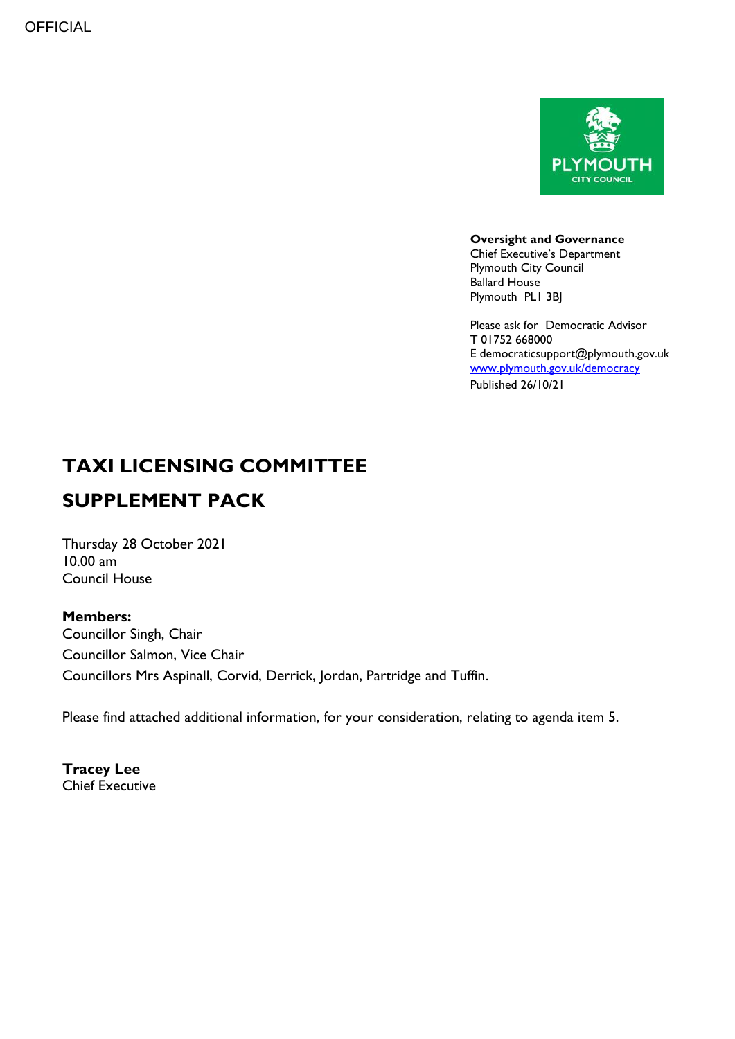OFFICIAL

**Oversight and Governance**
Chief Executive's Department
Plymouth City Council
Ballard House
Plymouth PL1 3BJ

Please ask for Democratic Advisor
T 01752 668000
E democraticsupport@plymouth.gov.uk
www.plymouth.gov.uk/democracy
Published 26/10/21

# TAXI LICENSING COMMITTEE

# SUPPLEMENT PACK

Thursday 28 October 2021
10.00 am
Council House

**Members:**
Councillor Singh, Chair
Councillor Salmon, Vice Chair
Councillors Mrs Aspinall, Corvid, Derrick, Jordan, Partridge and Tuffin.

Please find attached additional information, for your consideration, relating to agenda item 5.

**Tracey Lee**
Chief Executive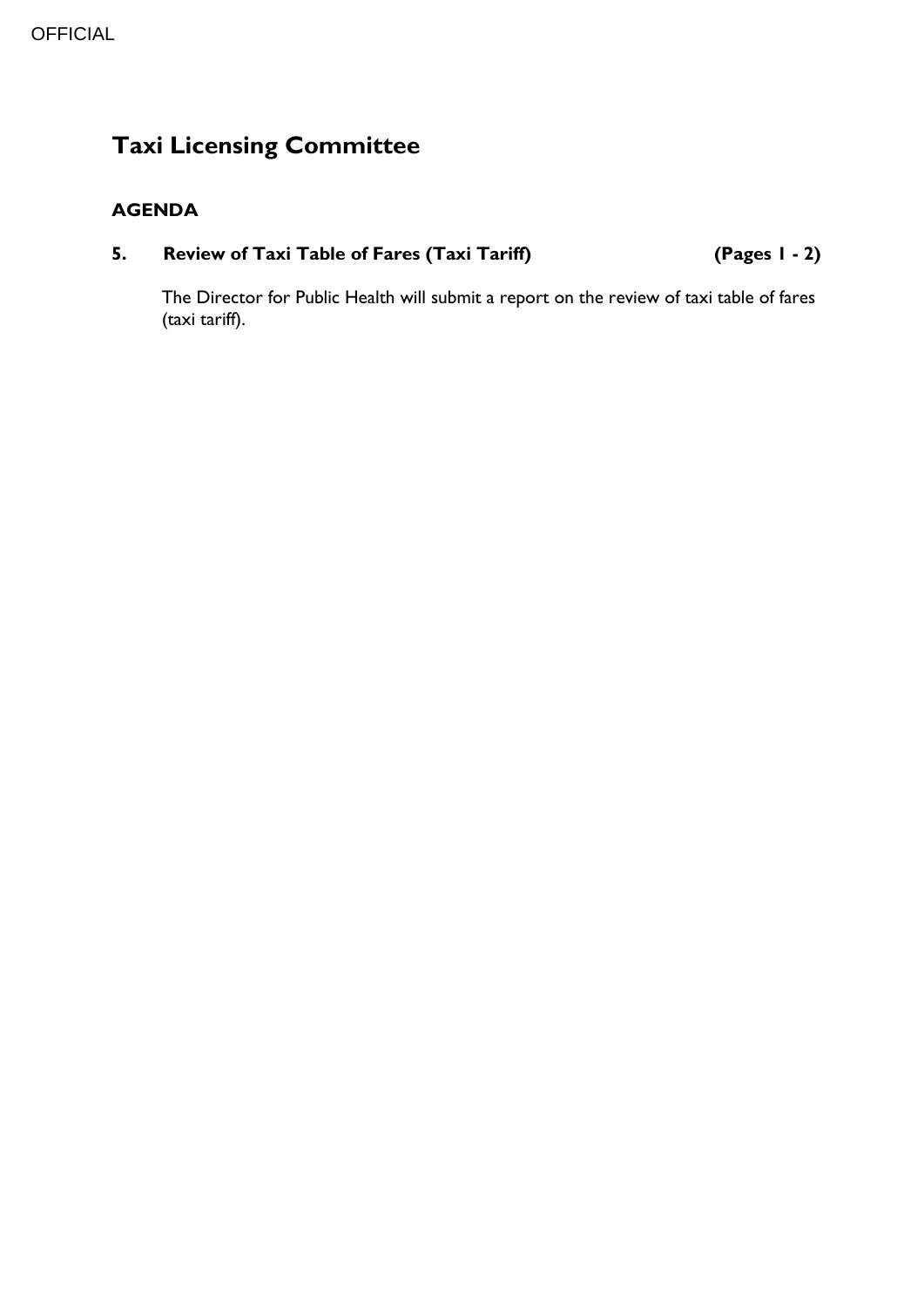OFFICIAL

# Taxi Licensing Committee

## AGENDA

**5. Review of Taxi Table of Fares (Taxi Tariff) (Pages 1 - 2)**

The Director for Public Health will submit a report on the review of taxi table of fares (taxi tariff).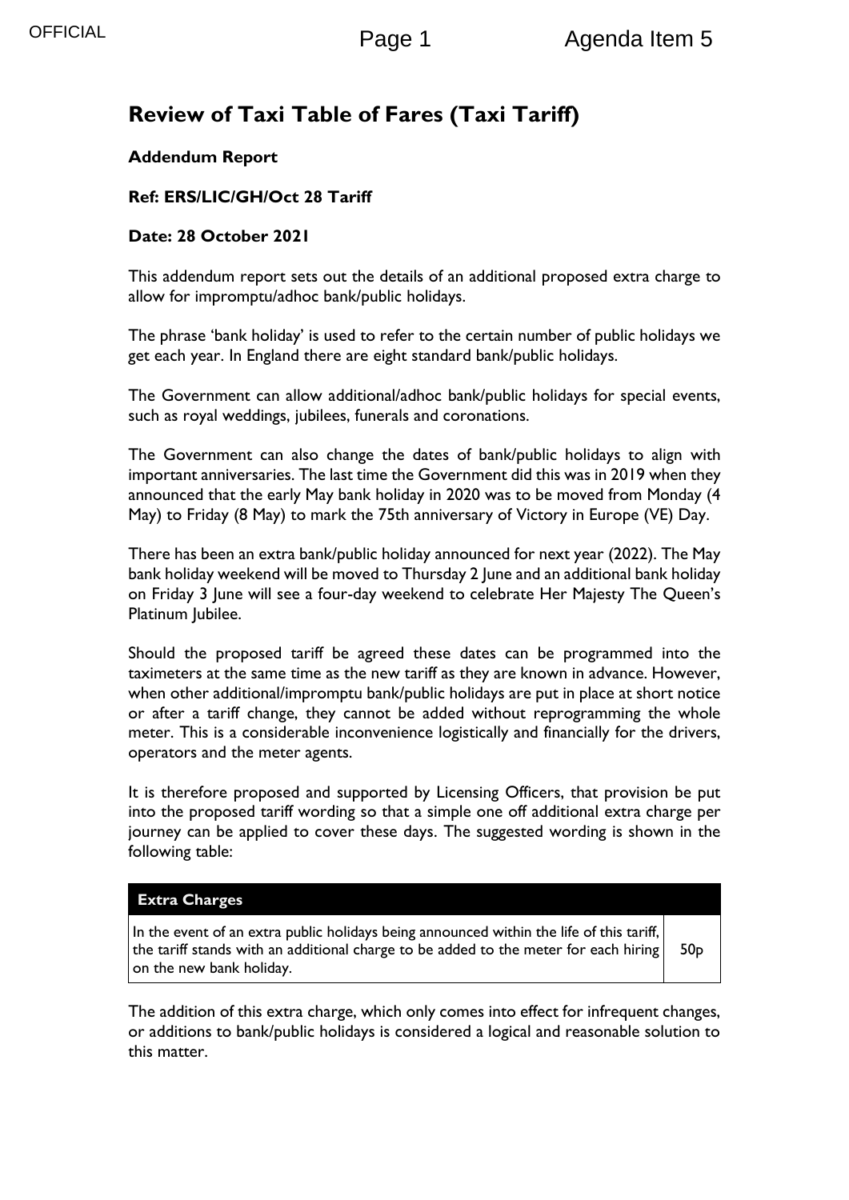# Review of Taxi Table of Fares (Taxi Tariff)

**Addendum Report**

**Ref: ERS/LIC/GH/Oct 28 Tariff**

**Date: 28 October 2021**

This addendum report sets out the details of an additional proposed extra charge to allow for impromptu/adhoc bank/public holidays.

The phrase 'bank holiday' is used to refer to the certain number of public holidays we get each year. In England there are eight standard bank/public holidays.

The Government can allow additional/adhoc bank/public holidays for special events, such as royal weddings, jubilees, funerals and coronations.

The Government can also change the dates of bank/public holidays to align with important anniversaries. The last time the Government did this was in 2019 when they announced that the early May bank holiday in 2020 was to be moved from Monday (4 May) to Friday (8 May) to mark the 75th anniversary of Victory in Europe (VE) Day.

There has been an extra bank/public holiday announced for next year (2022). The May bank holiday weekend will be moved to Thursday 2 June and an additional bank holiday on Friday 3 June will see a four-day weekend to celebrate Her Majesty The Queen's Platinum Jubilee.

Should the proposed tariff be agreed these dates can be programmed into the taximeters at the same time as the new tariff as they are known in advance. However, when other additional/impromptu bank/public holidays are put in place at short notice or after a tariff change, they cannot be added without reprogramming the whole meter. This is a considerable inconvenience logistically and financially for the drivers, operators and the meter agents.

It is therefore proposed and supported by Licensing Officers, that provision be put into the proposed tariff wording so that a simple one off additional extra charge per journey can be applied to cover these days. The suggested wording is shown in the following table:

| **Extra Charges** | |
|---|---|
| In the event of an extra public holidays being announced within the life of this tariff, the tariff stands with an additional charge to be added to the meter for each hiring on the new bank holiday. | 50p |

The addition of this extra charge, which only comes into effect for infrequent changes, or additions to bank/public holidays is considered a logical and reasonable solution to this matter.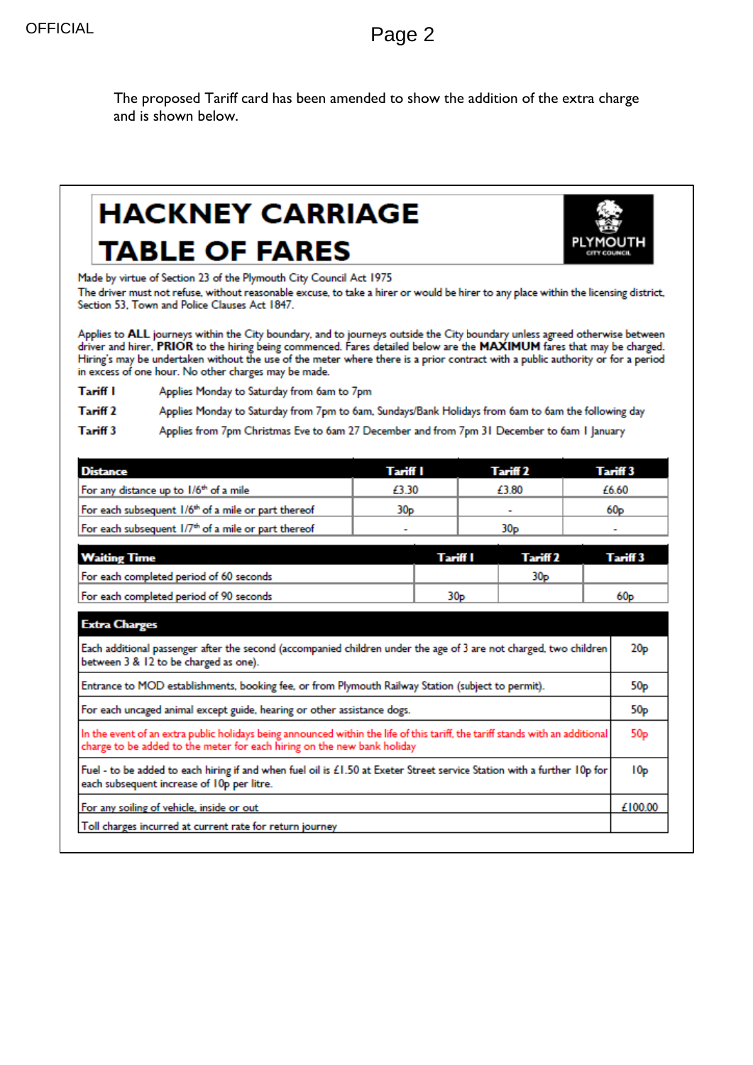The proposed Tariff card has been amended to show the addition of the extra charge and is shown below.

# HACKNEY CARRIAGE TABLE OF FARES

PLYMOUTH CITY COUNCIL

Made by virtue of Section 23 of the Plymouth City Council Act 1975
The driver must not refuse, without reasonable excuse, to take a hirer or would be hirer to any place within the licensing district, Section 53, Town and Police Clauses Act 1847.

Applies to **ALL** journeys within the City boundary, and to journeys outside the City boundary unless agreed otherwise between driver and hirer, **PRIOR** to the hiring being commenced. Fares detailed below are the **MAXIMUM** fares that may be charged. Hiring's may be undertaken without the use of the meter where there is a prior contract with a public authority or for a period in excess of one hour. No other charges may be made.

| | |
|---|---|
| **Tariff 1** | Applies Monday to Saturday from 6am to 7pm |
| **Tariff 2** | Applies Monday to Saturday from 7pm to 6am, Sundays/Bank Holidays from 6am to 6am the following day |
| **Tariff 3** | Applies from 7pm Christmas Eve to 6am 27 December and from 7pm 31 December to 6am 1 January |

| Distance | Tariff 1 | Tariff 2 | Tariff 3 |
|---|---|---|---|
| For any distance up to 1/6th of a mile | £3.30 | £3.80 | £6.60 |
| For each subsequent 1/6th of a mile or part thereof | 30p | - | 60p |
| For each subsequent 1/7th of a mile or part thereof | - | 30p | - |

| Waiting Time | Tariff 1 | Tariff 2 | Tariff 3 |
|---|---|---|---|
| For each completed period of 60 seconds | | 30p | |
| For each completed period of 90 seconds | 30p | | 60p |

| Extra Charges | |
|---|---|
| Each additional passenger after the second (accompanied children under the age of 3 are not charged, two children between 3 & 12 to be charged as one). | 20p |
| Entrance to MOD establishments, booking fee, or from Plymouth Railway Station (subject to permit). | 50p |
| For each uncaged animal except guide, hearing or other assistance dogs. | 50p |
| In the event of an extra public holidays being announced within the life of this tariff, the tariff stands with an additional charge to be added to the meter for each hiring on the new bank holiday | 50p |
| Fuel - to be added to each hiring if and when fuel oil is £1.50 at Exeter Street service Station with a further 10p for each subsequent increase of 10p per litre. | 10p |
| For any soiling of vehicle, inside or out | £100.00 |
| Toll charges incurred at current rate for return journey | |